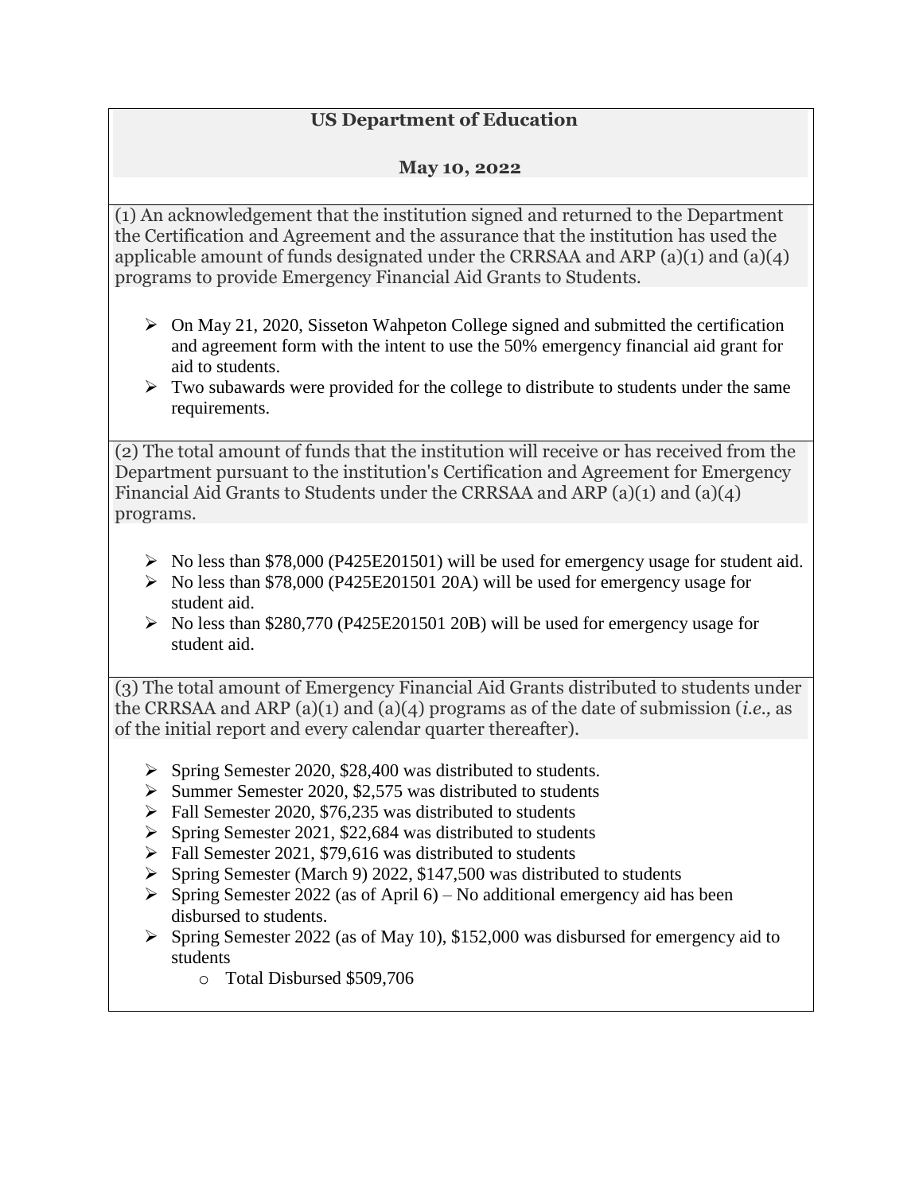**US Department of Education**

**May 10, 2022**

(1) An acknowledgement that the institution signed and returned to the Department the Certification and Agreement and the assurance that the institution has used the applicable amount of funds designated under the CRRSAA and ARP (a)(1) and (a)(4) programs to provide Emergency Financial Aid Grants to Students.

- On May 21, 2020, Sisseton Wahpeton College signed and submitted the certification and agreement form with the intent to use the 50% emergency financial aid grant for aid to students.
- Two subawards were provided for the college to distribute to students under the same requirements.

(2) The total amount of funds that the institution will receive or has received from the Department pursuant to the institution's Certification and Agreement for Emergency Financial Aid Grants to Students under the CRRSAA and ARP (a)(1) and (a)(4) programs.

- No less than $78,000 (P425E201501) will be used for emergency usage for student aid.
- No less than $78,000 (P425E201501 20A) will be used for emergency usage for student aid.
- No less than $280,770 (P425E201501 20B) will be used for emergency usage for student aid.

(3) The total amount of Emergency Financial Aid Grants distributed to students under the CRRSAA and ARP (a)(1) and (a)(4) programs as of the date of submission (*i.e.,* as of the initial report and every calendar quarter thereafter).

- Spring Semester 2020, $28,400 was distributed to students.
- Summer Semester 2020, $2,575 was distributed to students
- Fall Semester 2020, $76,235 was distributed to students
- Spring Semester 2021, $22,684 was distributed to students
- Fall Semester 2021, $79,616 was distributed to students
- Spring Semester (March 9) 2022, $147,500 was distributed to students
- Spring Semester 2022 (as of April 6) – No additional emergency aid has been disbursed to students.
- Spring Semester 2022 (as of May 10), $152,000 was disbursed for emergency aid to students
  - Total Disbursed $509,706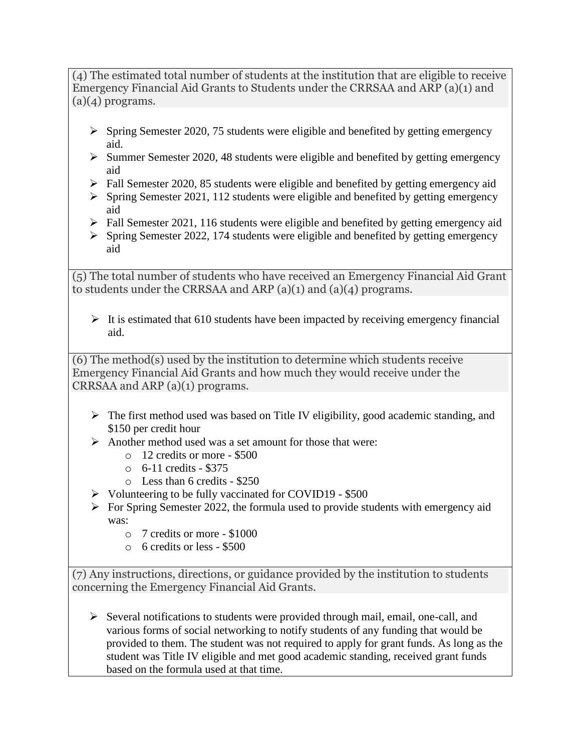(4) The estimated total number of students at the institution that are eligible to receive Emergency Financial Aid Grants to Students under the CRRSAA and ARP (a)(1) and (a)(4) programs.

- Spring Semester 2020, 75 students were eligible and benefited by getting emergency aid.
- Summer Semester 2020, 48 students were eligible and benefited by getting emergency aid
- Fall Semester 2020, 85 students were eligible and benefited by getting emergency aid
- Spring Semester 2021, 112 students were eligible and benefited by getting emergency aid
- Fall Semester 2021, 116 students were eligible and benefited by getting emergency aid
- Spring Semester 2022, 174 students were eligible and benefited by getting emergency aid

(5) The total number of students who have received an Emergency Financial Aid Grant to students under the CRRSAA and ARP (a)(1) and (a)(4) programs.

- It is estimated that 610 students have been impacted by receiving emergency financial aid.

(6) The method(s) used by the institution to determine which students receive Emergency Financial Aid Grants and how much they would receive under the CRRSAA and ARP (a)(1) programs.

- The first method used was based on Title IV eligibility, good academic standing, and $150 per credit hour
- Another method used was a set amount for those that were:
  - 12 credits or more - $500
  - 6-11 credits - $375
  - Less than 6 credits - $250
- Volunteering to be fully vaccinated for COVID19 - $500
- For Spring Semester 2022, the formula used to provide students with emergency aid was:
  - 7 credits or more - $1000
  - 6 credits or less - $500

(7) Any instructions, directions, or guidance provided by the institution to students concerning the Emergency Financial Aid Grants.

- Several notifications to students were provided through mail, email, one-call, and various forms of social networking to notify students of any funding that would be provided to them. The student was not required to apply for grant funds. As long as the student was Title IV eligible and met good academic standing, received grant funds based on the formula used at that time.